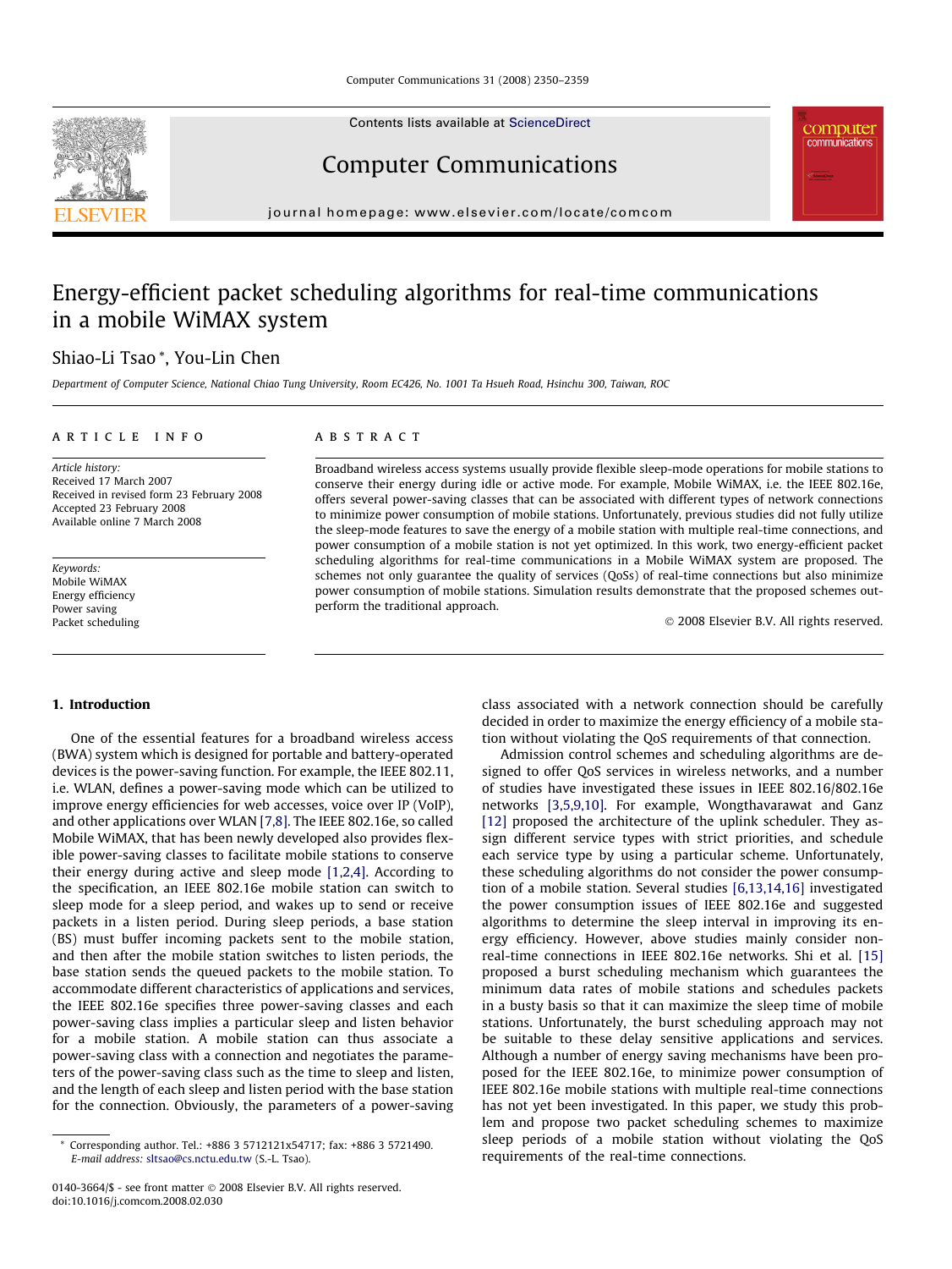# Energy-efficient packet scheduling algorithms for real-time communications in a mobile WiMAX system

Shiao-Li Tsao *, You-Lin Chen

*Department of Computer Science, National Chiao Tung University, Room EC426, No. 1001 Ta Hsueh Road, Hsinchu 300, Taiwan, ROC*

## ARTICLE INFO

*Article history:*
Received 17 March 2007
Received in revised form 23 February 2008
Accepted 23 February 2008
Available online 7 March 2008

*Keywords:*
Mobile WiMAX
Energy efficiency
Power saving
Packet scheduling

## ABSTRACT

Broadband wireless access systems usually provide flexible sleep-mode operations for mobile stations to conserve their energy during idle or active mode. For example, Mobile WiMAX, i.e. the IEEE 802.16e, offers several power-saving classes that can be associated with different types of network connections to minimize power consumption of mobile stations. Unfortunately, previous studies did not fully utilize the sleep-mode features to save the energy of a mobile station with multiple real-time connections, and power consumption of a mobile station is not yet optimized. In this work, two energy-efficient packet scheduling algorithms for real-time communications in a Mobile WiMAX system are proposed. The schemes not only guarantee the quality of services (QoSs) of real-time connections but also minimize power consumption of mobile stations. Simulation results demonstrate that the proposed schemes outperform the traditional approach.

© 2008 Elsevier B.V. All rights reserved.

## 1. Introduction

One of the essential features for a broadband wireless access (BWA) system which is designed for portable and battery-operated devices is the power-saving function. For example, the IEEE 802.11, i.e. WLAN, defines a power-saving mode which can be utilized to improve energy efficiencies for web accesses, voice over IP (VoIP), and other applications over WLAN [7,8]. The IEEE 802.16e, so called Mobile WiMAX, that has been newly developed also provides flexible power-saving classes to facilitate mobile stations to conserve their energy during active and sleep mode [1,2,4]. According to the specification, an IEEE 802.16e mobile station can switch to sleep mode for a sleep period, and wakes up to send or receive packets in a listen period. During sleep periods, a base station (BS) must buffer incoming packets sent to the mobile station, and then after the mobile station switches to listen periods, the base station sends the queued packets to the mobile station. To accommodate different characteristics of applications and services, the IEEE 802.16e specifies three power-saving classes and each power-saving class implies a particular sleep and listen behavior for a mobile station. A mobile station can thus associate a power-saving class with a connection and negotiates the parameters of the power-saving class such as the time to sleep and listen, and the length of each sleep and listen period with the base station for the connection. Obviously, the parameters of a power-saving class associated with a network connection should be carefully decided in order to maximize the energy efficiency of a mobile station without violating the QoS requirements of that connection.

Admission control schemes and scheduling algorithms are designed to offer QoS services in wireless networks, and a number of studies have investigated these issues in IEEE 802.16/802.16e networks [3,5,9,10]. For example, Wongthavarawat and Ganz [12] proposed the architecture of the uplink scheduler. They assign different service types with strict priorities, and schedule each service type by using a particular scheme. Unfortunately, these scheduling algorithms do not consider the power consumption of a mobile station. Several studies [6,13,14,16] investigated the power consumption issues of IEEE 802.16e and suggested algorithms to determine the sleep interval in improving its energy efficiency. However, above studies mainly consider non-real-time connections in IEEE 802.16e networks. Shi et al. [15] proposed a burst scheduling mechanism which guarantees the minimum data rates of mobile stations and schedules packets in a busty basis so that it can maximize the sleep time of mobile stations. Unfortunately, the burst scheduling approach may not be suitable to these delay sensitive applications and services. Although a number of energy saving mechanisms have been proposed for the IEEE 802.16e, to minimize power consumption of IEEE 802.16e mobile stations with multiple real-time connections has not yet been investigated. In this paper, we study this problem and propose two packet scheduling schemes to maximize sleep periods of a mobile station without violating the QoS requirements of the real-time connections.

* Corresponding author. Tel.: +886 3 5712121x54717; fax: +886 3 5721490. E-mail address: sltsao@cs.nctu.edu.tw (S.-L. Tsao).

0140-3664/$ - see front matter © 2008 Elsevier B.V. All rights reserved.
doi:10.1016/j.comcom.2008.02.030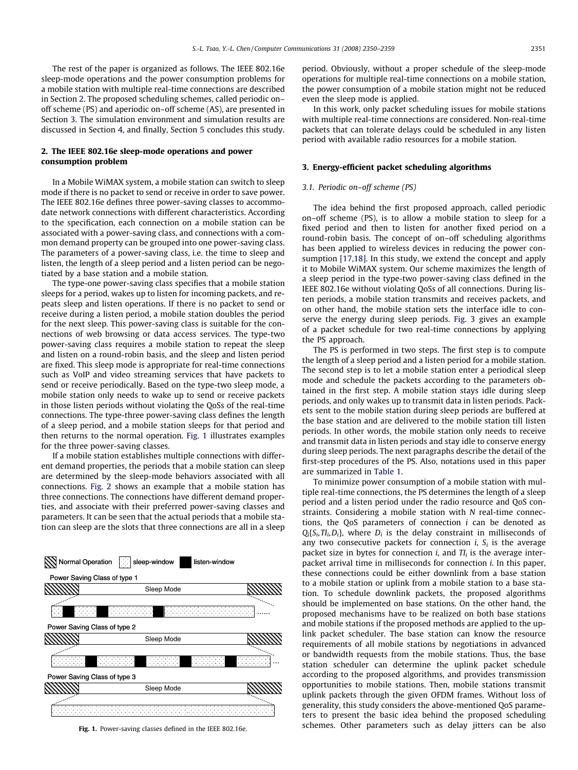The rest of the paper is organized as follows. The IEEE 802.16e sleep-mode operations and the power consumption problems for a mobile station with multiple real-time connections are described in Section 2. The proposed scheduling schemes, called periodic on–off scheme (PS) and aperiodic on–off scheme (AS), are presented in Section 3. The simulation environment and simulation results are discussed in Section 4, and finally, Section 5 concludes this study.

## 2. The IEEE 802.16e sleep-mode operations and power consumption problem

In a Mobile WiMAX system, a mobile station can switch to sleep mode if there is no packet to send or receive in order to save power. The IEEE 802.16e defines three power-saving classes to accommodate network connections with different characteristics. According to the specification, each connection on a mobile station can be associated with a power-saving class, and connections with a common demand property can be grouped into one power-saving class. The parameters of a power-saving class, i.e. the time to sleep and listen, the length of a sleep period and a listen period can be negotiated by a base station and a mobile station.

The type-one power-saving class specifies that a mobile station sleeps for a period, wakes up to listen for incoming packets, and repeats sleep and listen operations. If there is no packet to send or receive during a listen period, a mobile station doubles the period for the next sleep. This power-saving class is suitable for the connections of web browsing or data access services. The type-two power-saving class requires a mobile station to repeat the sleep and listen on a round-robin basis, and the sleep and listen period are fixed. This sleep mode is appropriate for real-time connections such as VoIP and video streaming services that have packets to send or receive periodically. Based on the type-two sleep mode, a mobile station only needs to wake up to send or receive packets in those listen periods without violating the QoSs of the real-time connections. The type-three power-saving class defines the length of a sleep period, and a mobile station sleeps for that period and then returns to the normal operation. Fig. 1 illustrates examples for the three power-saving classes.

If a mobile station establishes multiple connections with different demand properties, the periods that a mobile station can sleep are determined by the sleep-mode behaviors associated with all connections. Fig. 2 shows an example that a mobile station has three connections. The connections have different demand properties, and associate with their preferred power-saving classes and parameters. It can be seen that the actual periods that a mobile station can sleep are the slots that three connections are all in a sleep period. Obviously, without a proper schedule of the sleep-mode operations for multiple real-time connections on a mobile station, the power consumption of a mobile station might not be reduced even the sleep mode is applied.

Normal Operation
sleep-window
listen-window
Power Saving Class of type 1
Sleep Mode
Power Saving Class of type 2
Sleep Mode
Power Saving Class of type 3
Sleep Mode

Fig. 1. Power-saving classes defined in the IEEE 802.16e.

In this work, only packet scheduling issues for mobile stations with multiple real-time connections are considered. Non-real-time packets that can tolerate delays could be scheduled in any listen period with available radio resources for a mobile station.

## 3. Energy-efficient packet scheduling algorithms

### 3.1. Periodic on–off scheme (PS)

The idea behind the first proposed approach, called periodic on–off scheme (PS), is to allow a mobile station to sleep for a fixed period and then to listen for another fixed period on a round-robin basis. The concept of on–off scheduling algorithms has been applied to wireless devices in reducing the power consumption [17,18]. In this study, we extend the concept and apply it to Mobile WiMAX system. Our scheme maximizes the length of a sleep period in the type-two power-saving class defined in the IEEE 802.16e without violating QoSs of all connections. During listen periods, a mobile station transmits and receives packets, and on other hand, the mobile station sets the interface idle to conserve the energy during sleep periods. Fig. 3 gives an example of a packet schedule for two real-time connections by applying the PS approach.

The PS is performed in two steps. The first step is to compute the length of a sleep period and a listen period for a mobile station. The second step is to let a mobile station enter a periodical sleep mode and schedule the packets according to the parameters obtained in the first step. A mobile station stays idle during sleep periods, and only wakes up to transmit data in listen periods. Packets sent to the mobile station during sleep periods are buffered at the base station and are delivered to the mobile station till listen periods. In other words, the mobile station only needs to receive and transmit data in listen periods and stay idle to conserve energy during sleep periods. The next paragraphs describe the detail of the first-step procedures of the PS. Also, notations used in this paper are summarized in Table 1.

To minimize power consumption of a mobile station with multiple real-time connections, the PS determines the length of a sleep period and a listen period under the radio resource and QoS constraints. Considering a mobile station with $N$ real-time connections, the QoS parameters of connection $i$ can be denoted as $Q_i\{S_i, TI_i, D_i\}$, where $D_i$ is the delay constraint in milliseconds of any two consecutive packets for connection $i$, $S_i$ is the average packet size in bytes for connection $i$, and $TI_i$ is the average inter-packet arrival time in milliseconds for connection $i$. In this paper, these connections could be either downlink from a base station to a mobile station or uplink from a mobile station to a base station. To schedule downlink packets, the proposed algorithms should be implemented on base stations. On the other hand, the proposed mechanisms have to be realized on both base stations and mobile stations if the proposed methods are applied to the uplink packet scheduler. The base station can know the resource requirements of all mobile stations by negotiations in advanced or bandwidth requests from the mobile stations. Thus, the base station scheduler can determine the uplink packet schedule according to the proposed algorithms, and provides transmission opportunities to mobile stations. Then, mobile stations transmit uplink packets through the given OFDM frames. Without loss of generality, this study considers the above-mentioned QoS parameters to present the basic idea behind the proposed scheduling schemes. Other parameters such as delay jitters can be also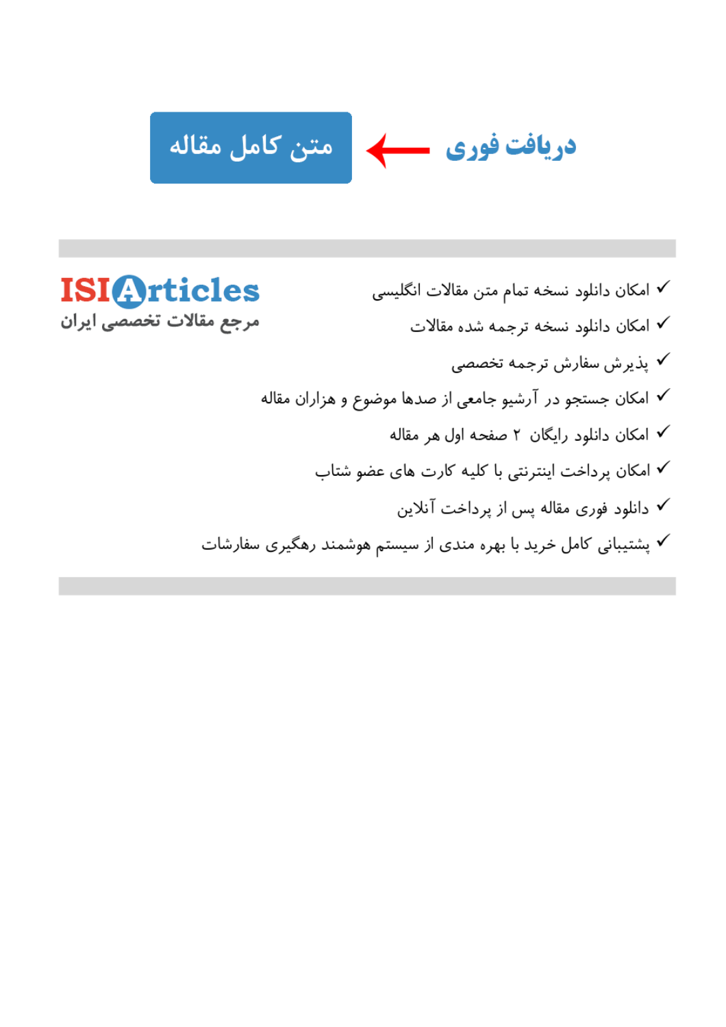دریافت فوری ← متن کامل مقاله

**ISIArticles**
مرجع مقالات تخصصی ایران

- ✓ امکان دانلود نسخه تمام متن مقالات انگلیسی
- ✓ امکان دانلود نسخه ترجمه شده مقالات
- ✓ پذیرش سفارش ترجمه تخصصی
- ✓ امکان جستجو در آرشیو جامعی از صدها موضوع و هزاران مقاله
- ✓ امکان دانلود رایگان ۲ صفحه اول هر مقاله
- ✓ امکان پرداخت اینترنتی با کلیه کارت های عضو شتاب
- ✓ دانلود فوری مقاله پس از پرداخت آنلاین
- ✓ پشتیبانی کامل خرید با بهره مندی از سیستم هوشمند رهگیری سفارشات